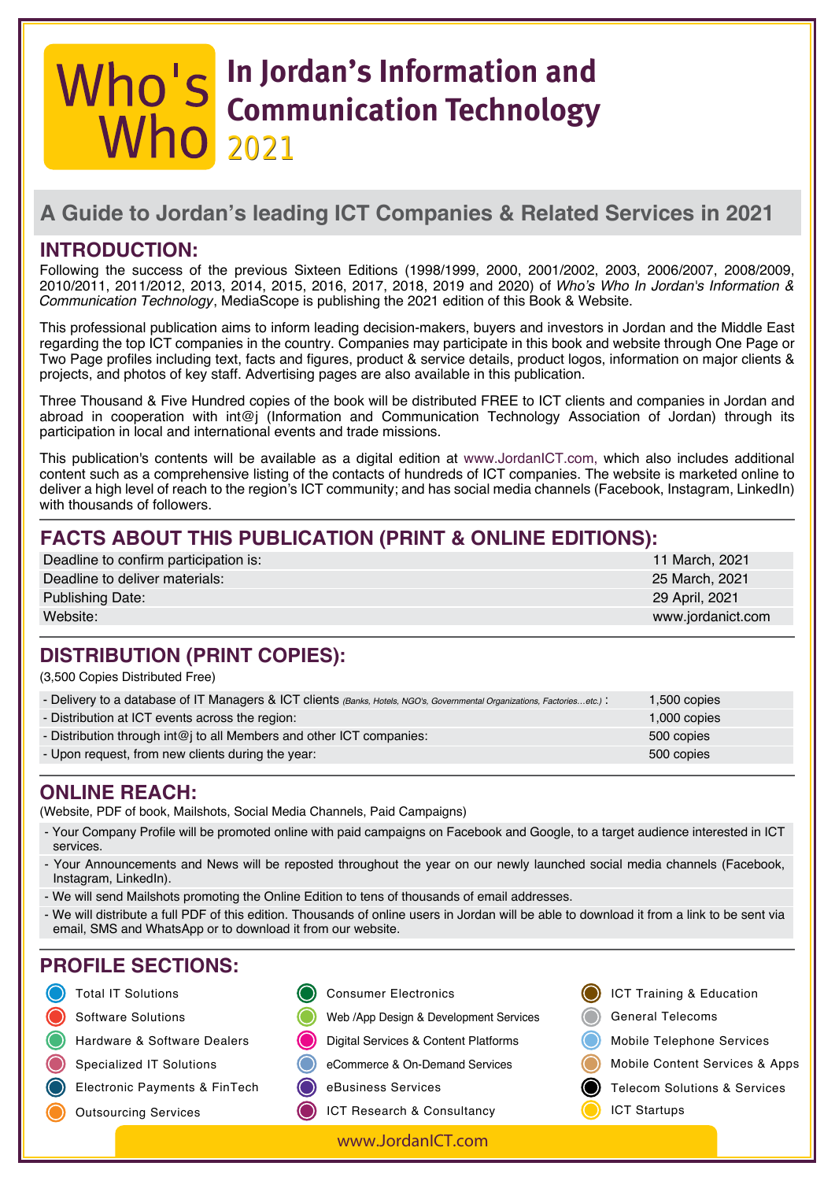# Who's Who In Jordan's Information and Communication Technology 2021

## A Guide to Jordan's leading ICT Companies & Related Services in 2021

## INTRODUCTION:

Following the success of the previous Sixteen Editions (1998/1999, 2000, 2001/2002, 2003, 2006/2007, 2008/2009, 2010/2011, 2011/2012, 2013, 2014, 2015, 2016, 2017, 2018, 2019 and 2020) of *Who's Who In Jordan's Information & Communication Technology*, MediaScope is publishing the 2021 edition of this Book & Website.

This professional publication aims to inform leading decision-makers, buyers and investors in Jordan and the Middle East regarding the top ICT companies in the country. Companies may participate in this book and website through One Page or Two Page profiles including text, facts and figures, product & service details, product logos, information on major clients & projects, and photos of key staff. Advertising pages are also available in this publication.

Three Thousand & Five Hundred copies of the book will be distributed FREE to ICT clients and companies in Jordan and abroad in cooperation with int@j (Information and Communication Technology Association of Jordan) through its participation in local and international events and trade missions.

This publication's contents will be available as a digital edition at www.JordanICT.com, which also includes additional content such as a comprehensive listing of the contacts of hundreds of ICT companies. The website is marketed online to deliver a high level of reach to the region's ICT community; and has social media channels (Facebook, Instagram, LinkedIn) with thousands of followers.

## FACTS ABOUT THIS PUBLICATION (PRINT & ONLINE EDITIONS):

| | |
|---|---|
| Deadline to confirm participation is: | 11 March, 2021 |
| Deadline to deliver materials: | 25 March, 2021 |
| Publishing Date: | 29 April, 2021 |
| Website: | www.jordanict.com |

## DISTRIBUTION (PRINT COPIES):

(3,500 Copies Distributed Free)

| | |
|---|---|
| - Delivery to a database of IT Managers & ICT clients *(Banks, Hotels, NGO's, Governmental Organizations, Factories…etc.)* : | 1,500 copies |
| - Distribution at ICT events across the region: | 1,000 copies |
| - Distribution through int@j to all Members and other ICT companies: | 500 copies |
| - Upon request, from new clients during the year: | 500 copies |

## ONLINE REACH:

(Website, PDF of book, Mailshots, Social Media Channels, Paid Campaigns)

- Your Company Profile will be promoted online with paid campaigns on Facebook and Google, to a target audience interested in ICT services.
- Your Announcements and News will be reposted throughout the year on our newly launched social media channels (Facebook, Instagram, LinkedIn).
- We will send Mailshots promoting the Online Edition to tens of thousands of email addresses.
- We will distribute a full PDF of this edition. Thousands of online users in Jordan will be able to download it from a link to be sent via email, SMS and WhatsApp or to download it from our website.

## PROFILE SECTIONS:

- Total IT Solutions
- Software Solutions
- Hardware & Software Dealers
- Specialized IT Solutions
- Electronic Payments & FinTech
- Outsourcing Services
- Consumer Electronics
- Web /App Design & Development Services
- Digital Services & Content Platforms
- eCommerce & On-Demand Services
- eBusiness Services
- ICT Research & Consultancy
- ICT Training & Education
- General Telecoms
- Mobile Telephone Services
- Mobile Content Services & Apps
- Telecom Solutions & Services
- ICT Startups

www.JordanICT.com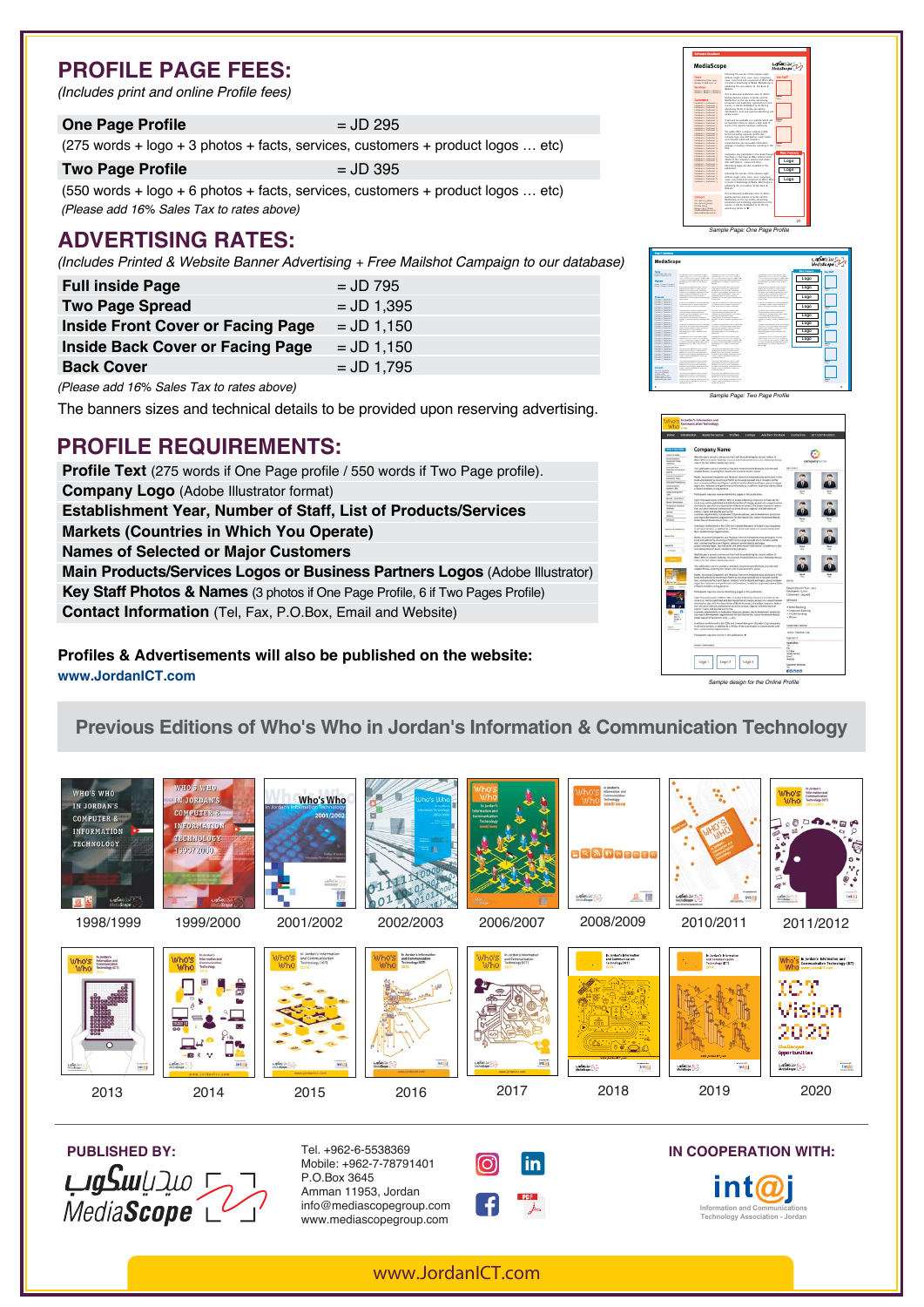## PROFILE PAGE FEES:

*(Includes print and online Profile fees)*

| | |
|---|---|
| **One Page Profile** | = JD 295 |

(275 words + logo + 3 photos + facts, services, customers + product logos … etc)

| | |
|---|---|
| **Two Page Profile** | = JD 395 |

(550 words + logo + 6 photos + facts, services, customers + product logos … etc)

*(Please add 16% Sales Tax to rates above)*

Sample Page: One Page Profile

## ADVERTISING RATES:

*(Includes Printed & Website Banner Advertising + Free Mailshot Campaign to our database)*

| | |
|---|---|
| **Full inside Page** | = JD 795 |
| **Two Page Spread** | = JD 1,395 |
| **Inside Front Cover or Facing Page** | = JD 1,150 |
| **Inside Back Cover or Facing Page** | = JD 1,150 |
| **Back Cover** | = JD 1,795 |

*(Please add 16% Sales Tax to rates above)*

The banners sizes and technical details to be provided upon reserving advertising.

Sample Page: Two Page Profile

## PROFILE REQUIREMENTS:

- **Profile Text** (275 words if One Page profile / 550 words if Two Page profile).
- **Company Logo** (Adobe Illustrator format)
- **Establishment Year, Number of Staff, List of Products/Services**
- **Markets (Countries in Which You Operate)**
- **Names of Selected or Major Customers**
- **Main Products/Services Logos or Business Partners Logos** (Adobe Illustrator)
- **Key Staff Photos & Names** (3 photos if One Page Profile, 6 if Two Pages Profile)
- **Contact Information** (Tel, Fax, P.O.Box, Email and Website)

**Profiles & Advertisements will also be published on the website:**
**www.JordanICT.com**

Sample design for the Online Profile

## Previous Editions of Who's Who in Jordan's Information & Communication Technology

1998/1999 · 1999/2000 · 2001/2002 · 2002/2003 · 2006/2007 · 2008/2009 · 2010/2011 · 2011/2012

2013 · 2014 · 2015 · 2016 · 2017 · 2018 · 2019 · 2020

**PUBLISHED BY:**

ميديا سكوب MediaScope

Tel. +962-6-5538369
Mobile: +962-7-78791401
P.O.Box 3645
Amman 11953, Jordan
info@mediascopegroup.com
www.mediascopegroup.com

**IN COOPERATION WITH:**

int@j
Information and Communications Technology Association - Jordan

www.JordanICT.com